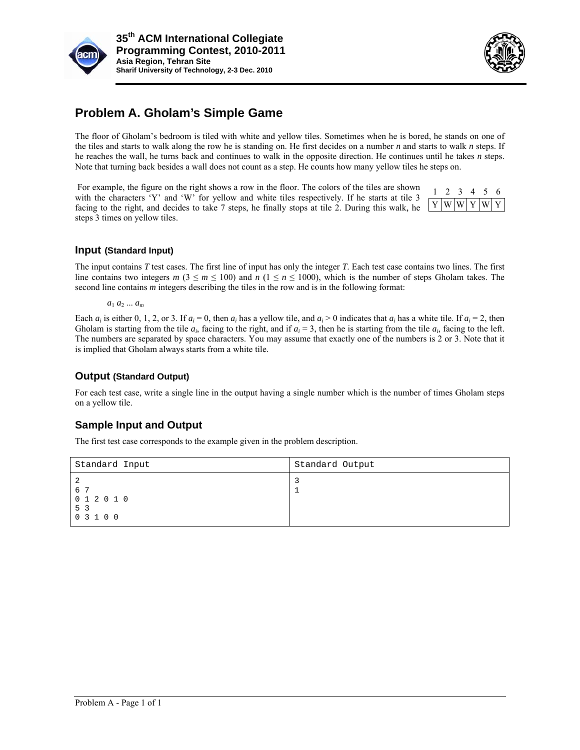# Problem A. Gholam's Simple Game

The floor of Gholam's bedroom is tiled with white and yellow tiles. Sometimes when he is bored, he stands on one of the tiles and starts to walk along the row he is standing on. He first decides on a number $n$ and starts to walk $n$ steps. If he reaches the wall, he turns back and continues to walk in the opposite direction. He continues until he takes $n$ steps. Note that turning back besides a wall does not count as a step. He counts how many yellow tiles he steps on.

For example, the figure on the right shows a row in the floor. The colors of the tiles are shown with the characters 'Y' and 'W' for yellow and white tiles respectively. If he starts at tile 3 facing to the right, and decides to take 7 steps, he finally stops at tile 2. During this walk, he steps 3 times on yellow tiles.

| 1 | 2 | 3 | 4 | 5 | 6 |
|---|---|---|---|---|---|
| Y | W | W | Y | W | Y |

## Input (Standard Input)

The input contains $T$ test cases. The first line of input has only the integer $T$. Each test case contains two lines. The first line contains two integers $m$ ($3 \le m \le 100$) and $n$ ($1 \le n \le 1000$), which is the number of steps Gholam takes. The second line contains $m$ integers describing the tiles in the row and is in the following format:

$a_1\ a_2\ \ldots\ a_m$

Each $a_i$ is either 0, 1, 2, or 3. If $a_i = 0$, then $a_i$ has a yellow tile, and $a_i > 0$ indicates that $a_i$ has a white tile. If $a_i = 2$, then Gholam is starting from the tile $a_i$, facing to the right, and if $a_i = 3$, then he is starting from the tile $a_i$, facing to the left. The numbers are separated by space characters. You may assume that exactly one of the numbers is 2 or 3. Note that it is implied that Gholam always starts from a white tile.

## Output (Standard Output)

For each test case, write a single line in the output having a single number which is the number of times Gholam steps on a yellow tile.

## Sample Input and Output

The first test case corresponds to the example given in the problem description.

| Standard Input | Standard Output |
|---|---|
| 2<br>6 7<br>0 1 2 0 1 0<br>5 3<br>0 3 1 0 0 | 3<br>1 |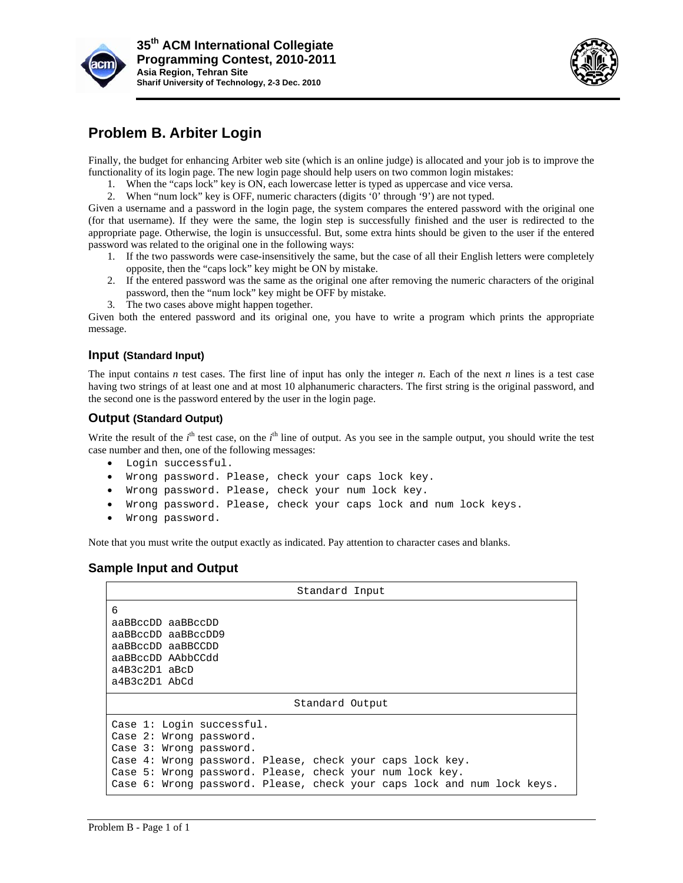# Problem B. Arbiter Login

Finally, the budget for enhancing Arbiter web site (which is an online judge) is allocated and your job is to improve the functionality of its login page. The new login page should help users on two common login mistakes:

1. When the "caps lock" key is ON, each lowercase letter is typed as uppercase and vice versa.
2. When "num lock" key is OFF, numeric characters (digits '0' through '9') are not typed.

Given a username and a password in the login page, the system compares the entered password with the original one (for that username). If they were the same, the login step is successfully finished and the user is redirected to the appropriate page. Otherwise, the login is unsuccessful. But, some extra hints should be given to the user if the entered password was related to the original one in the following ways:

1. If the two passwords were case-insensitively the same, but the case of all their English letters were completely opposite, then the "caps lock" key might be ON by mistake.
2. If the entered password was the same as the original one after removing the numeric characters of the original password, then the "num lock" key might be OFF by mistake.
3. The two cases above might happen together.

Given both the entered password and its original one, you have to write a program which prints the appropriate message.

## Input (Standard Input)

The input contains *n* test cases. The first line of input has only the integer *n*. Each of the next *n* lines is a test case having two strings of at least one and at most 10 alphanumeric characters. The first string is the original password, and the second one is the password entered by the user in the login page.

## Output (Standard Output)

Write the result of the $i^{th}$ test case, on the $i^{th}$ line of output. As you see in the sample output, you should write the test case number and then, one of the following messages:

- `Login successful.`
- `Wrong password. Please, check your caps lock key.`
- `Wrong password. Please, check your num lock key.`
- `Wrong password. Please, check your caps lock and num lock keys.`
- `Wrong password.`

Note that you must write the output exactly as indicated. Pay attention to character cases and blanks.

## Sample Input and Output

**Standard Input**

```
6
aaBBccDD aaBBccDD
aaBBccDD aaBBccDD9
aaBBccDD aaBBCCDD
aaBBccDD AAbbCCdd
a4B3c2D1 aBcD
a4B3c2D1 AbCd
```

**Standard Output**

```
Case 1: Login successful.
Case 2: Wrong password.
Case 3: Wrong password.
Case 4: Wrong password. Please, check your caps lock key.
Case 5: Wrong password. Please, check your num lock key.
Case 6: Wrong password. Please, check your caps lock and num lock keys.
```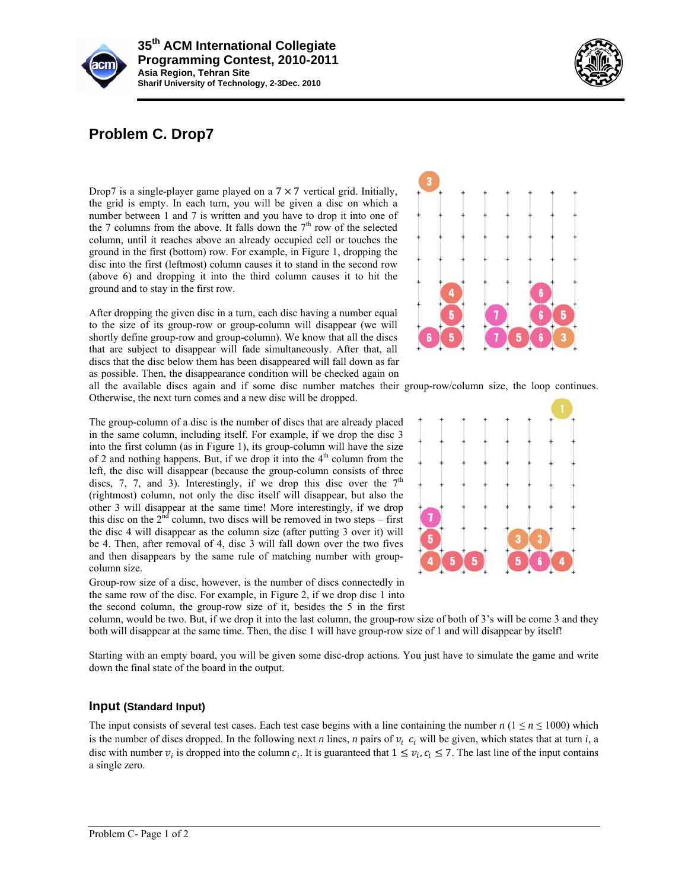## Problem C. Drop7

Drop7 is a single-player game played on a $7 \times 7$ vertical grid. Initially, the grid is empty. In each turn, you will be given a disc on which a number between 1 and 7 is written and you have to drop it into one of the 7 columns from the above. It falls down the 7th row of the selected column, until it reaches above an already occupied cell or touches the ground in the first (bottom) row. For example, in Figure 1, dropping the disc into the first (leftmost) column causes it to stand in the second row (above 6) and dropping it into the third column causes it to hit the ground and to stay in the first row.

After dropping the given disc in a turn, each disc having a number equal to the size of its group-row or group-column will disappear (we will shortly define group-row and group-column). We know that all the discs that are subject to disappear will fade simultaneously. After that, all discs that the disc below them has been disappeared will fall down as far as possible. Then, the disappearance condition will be checked again on all the available discs again and if some disc number matches their group-row/column size, the loop continues. Otherwise, the next turn comes and a new disc will be dropped.

The group-column of a disc is the number of discs that are already placed in the same column, including itself. For example, if we drop the disc 3 into the first column (as in Figure 1), its group-column will have the size of 2 and nothing happens. But, if we drop it into the 4th column from the left, the disc will disappear (because the group-column consists of three discs, 7, 7, and 3). Interestingly, if we drop this disc over the 7th (rightmost) column, not only the disc itself will disappear, but also the other 3 will disappear at the same time! More interestingly, if we drop this disc on the 2nd column, two discs will be removed in two steps – first the disc 4 will disappear as the column size (after putting 3 over it) will be 4. Then, after removal of 4, disc 3 will fall down over the two fives and then disappears by the same rule of matching number with group-column size.

Group-row size of a disc, however, is the number of discs connectedly in the same row of the disc. For example, in Figure 2, if we drop disc 1 into the second column, the group-row size of it, besides the 5 in the first column, would be two. But, if we drop it into the last column, the group-row size of both of 3's will be come 3 and they both will disappear at the same time. Then, the disc 1 will have group-row size of 1 and will disappear by itself!

Starting with an empty board, you will be given some disc-drop actions. You just have to simulate the game and write down the final state of the board in the output.

### Input (Standard Input)

The input consists of several test cases. Each test case begins with a line containing the number $n$ ($1 \leq n \leq 1000$) which is the number of discs dropped. In the following next $n$ lines, $n$ pairs of $v_i$ $c_i$ will be given, which states that at turn $i$, a disc with number $v_i$ is dropped into the column $c_i$. It is guaranteed that $1 \leq v_i, c_i \leq 7$. The last line of the input contains a single zero.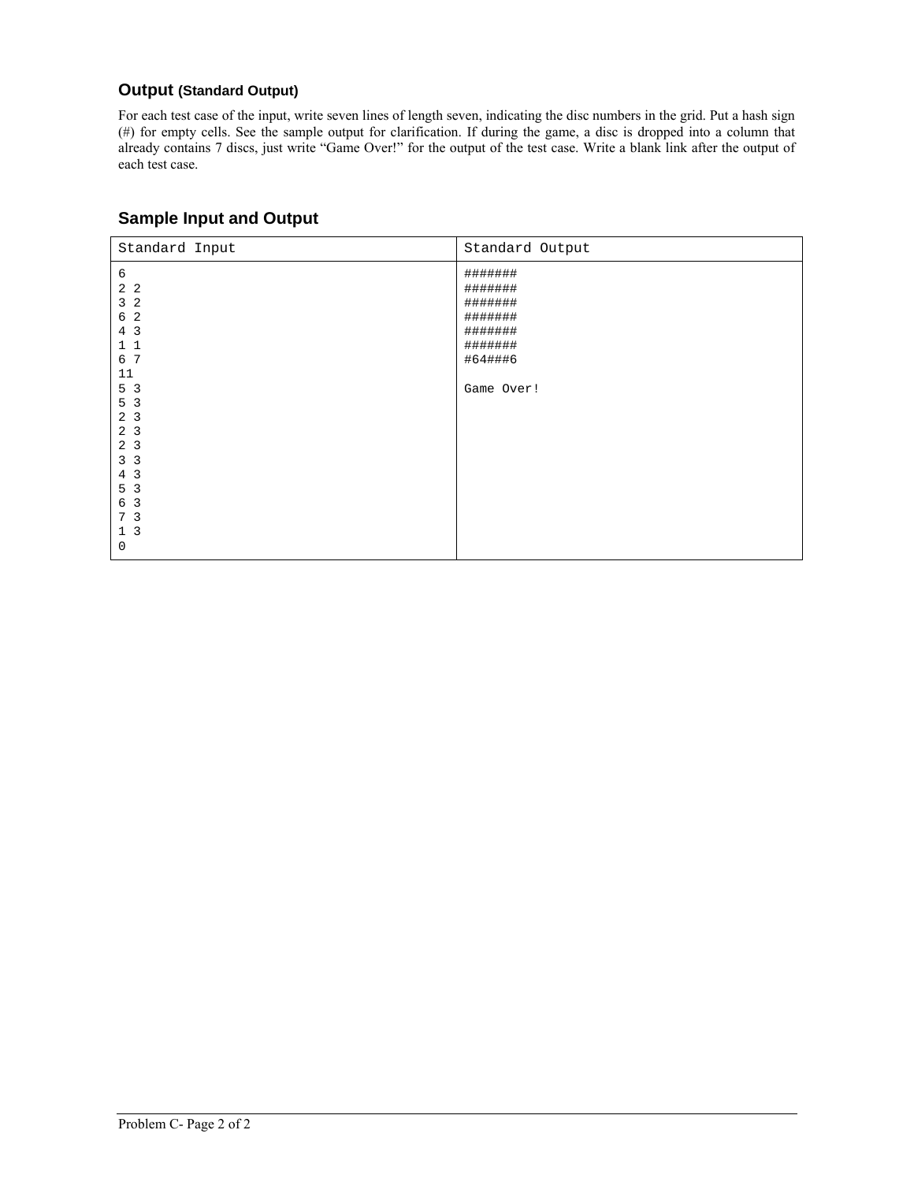### Output (Standard Output)

For each test case of the input, write seven lines of length seven, indicating the disc numbers in the grid. Put a hash sign (#) for empty cells. See the sample output for clarification. If during the game, a disc is dropped into a column that already contains 7 discs, just write "Game Over!" for the output of the test case. Write a blank link after the output of each test case.

### Sample Input and Output

| Standard Input | Standard Output |
|---|---|
| <pre>6<br>2 2<br>3 2<br>6 2<br>4 3<br>1 1<br>6 7<br>11<br>5 3<br>5 3<br>2 3<br>2 3<br>2 3<br>3 3<br>4 3<br>5 3<br>6 3<br>7 3<br>1 3<br>0</pre> | <pre>#######<br>#######<br>#######<br>#######<br>#######<br>#######<br>#64###6<br><br>Game Over!</pre> |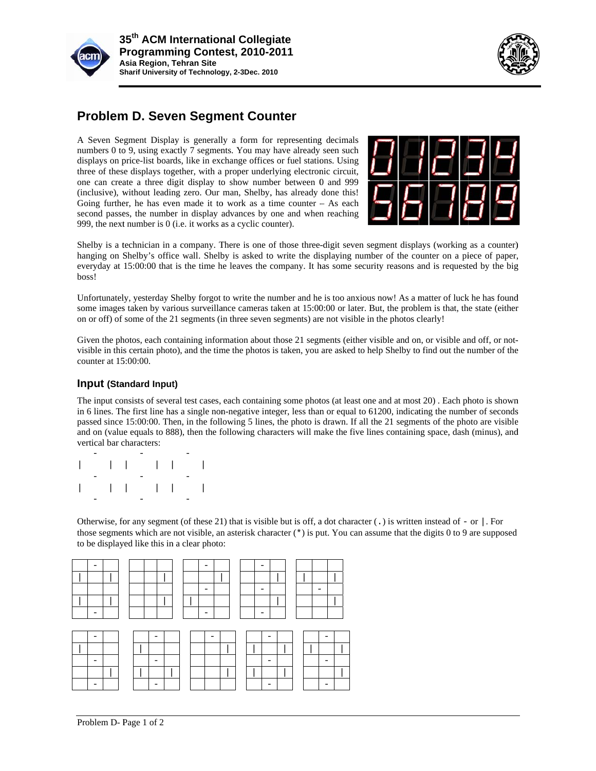# Problem D. Seven Segment Counter

A Seven Segment Display is generally a form for representing decimals numbers 0 to 9, using exactly 7 segments. You may have already seen such displays on price-list boards, like in exchange offices or fuel stations. Using three of these displays together, with a proper underlying electronic circuit, one can create a three digit display to show number between 0 and 999 (inclusive), without leading zero. Our man, Shelby, has already done this! Going further, he has even made it to work as a time counter – As each second passes, the number in display advances by one and when reaching 999, the next number is 0 (i.e. it works as a cyclic counter).

Shelby is a technician in a company. There is one of those three-digit seven segment displays (working as a counter) hanging on Shelby's office wall. Shelby is asked to write the displaying number of the counter on a piece of paper, everyday at 15:00:00 that is the time he leaves the company. It has some security reasons and is requested by the big boss!

Unfortunately, yesterday Shelby forgot to write the number and he is too anxious now! As a matter of luck he has found some images taken by various surveillance cameras taken at 15:00:00 or later. But, the problem is that, the state (either on or off) of some of the 21 segments (in three seven segments) are not visible in the photos clearly!

Given the photos, each containing information about those 21 segments (either visible and on, or visible and off, or not-visible in this certain photo), and the time the photos is taken, you are asked to help Shelby to find out the number of the counter at 15:00:00.

## Input (Standard Input)

The input consists of several test cases, each containing some photos (at least one and at most 20) . Each photo is shown in 6 lines. The first line has a single non-negative integer, less than or equal to 61200, indicating the number of seconds passed since 15:00:00. Then, in the following 5 lines, the photo is drawn. If all the 21 segments of the photo are visible and on (value equals to 888), then the following characters will make the five lines containing space, dash (minus), and vertical bar characters:

```
 -   -   - 
| | | | | |
 -   -   - 
| | | | | |
 -   -   - 
```

Otherwise, for any segment (of these 21) that is visible but is off, a dot character (`.`) is written instead of `-` or `|`. For those segments which are not visible, an asterisk character (`*`) is put. You can assume that the digits 0 to 9 are supposed to be displayed like this in a clear photo:

```
 -            -    -        
| |    |       |    |  | |  
             -    -    -    
| |    |  |         |    |  
 -            -    -        

 -    -    -    -    -  
|    |       | | |  | | 
 -    -         -    -  
  |  | |     | | |    | 
 -    -         -    -  
```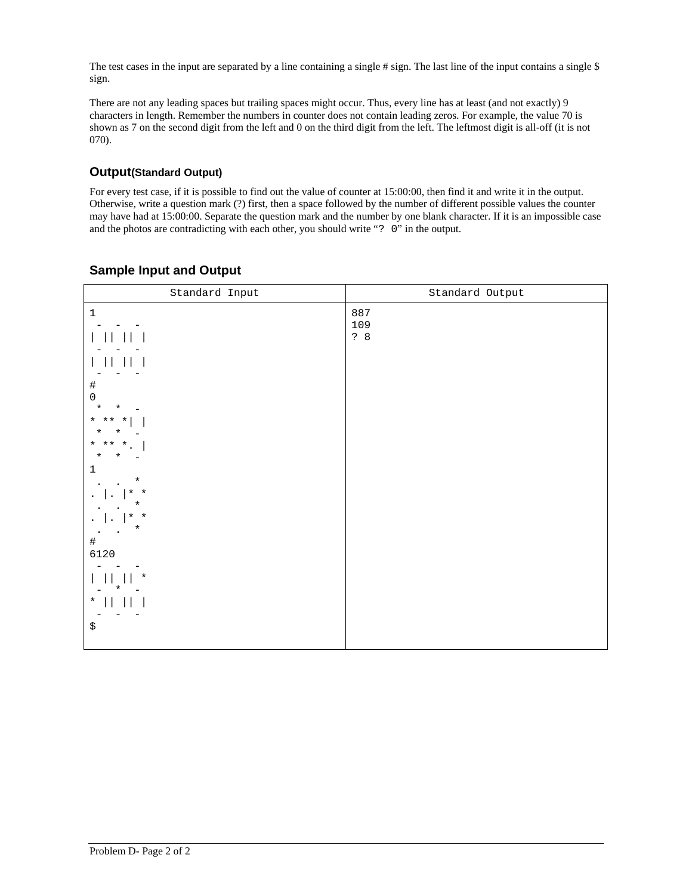The test cases in the input are separated by a line containing a single # sign. The last line of the input contains a single $ sign.

There are not any leading spaces but trailing spaces might occur. Thus, every line has at least (and not exactly) 9 characters in length. Remember the numbers in counter does not contain leading zeros. For example, the value 70 is shown as 7 on the second digit from the left and 0 on the third digit from the left. The leftmost digit is all-off (it is not 070).

## Output(Standard Output)

For every test case, if it is possible to find out the value of counter at 15:00:00, then find it and write it in the output. Otherwise, write a question mark (?) first, then a space followed by the number of different possible values the counter may have had at 15:00:00. Separate the question mark and the number by one blank character. If it is an impossible case and the photos are contradicting with each other, you should write "`? 0`" in the output.

## Sample Input and Output

Standard Input

```
1
 -  -  -
| || || |
 -  -  -
| || || |
 -  -  -
#
0
 *  *  -
* ** *| |
 *  *  -
* ** *. |
 *  *  -
1
 .  .  *
. |. |* *
 .  .  *
. |. |* *
 .  .  *
#
6120
 -  -  -
| || || *
 -  *  -
* || || |
 -  -  -
$
```

Standard Output

```
887
109
? 8
```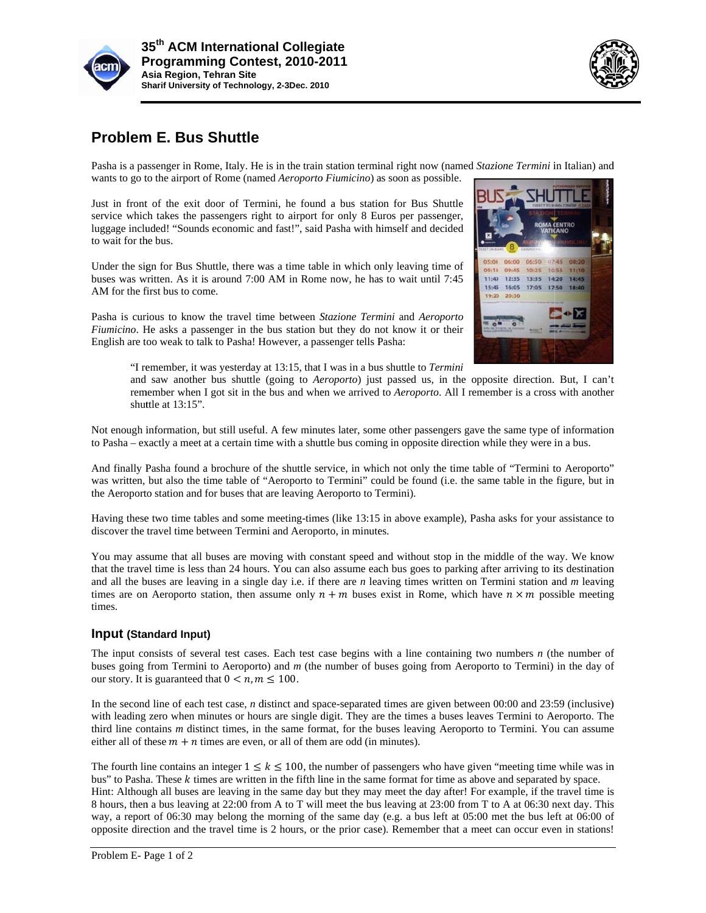# Problem E. Bus Shuttle

Pasha is a passenger in Rome, Italy. He is in the train station terminal right now (named *Stazione Termini* in Italian) and wants to go to the airport of Rome (named *Aeroporto Fiumicino*) as soon as possible.

Just in front of the exit door of Termini, he found a bus station for Bus Shuttle service which takes the passengers right to airport for only 8 Euros per passenger, luggage included! "Sounds economic and fast!", said Pasha with himself and decided to wait for the bus.

Under the sign for Bus Shuttle, there was a time table in which only leaving time of buses was written. As it is around 7:00 AM in Rome now, he has to wait until 7:45 AM for the first bus to come.

Pasha is curious to know the travel time between *Stazione Termini* and *Aeroporto Fiumicino*. He asks a passenger in the bus station but they do not know it or their English are too weak to talk to Pasha! However, a passenger tells Pasha:

> "I remember, it was yesterday at 13:15, that I was in a bus shuttle to *Termini* and saw another bus shuttle (going to *Aeroporto*) just passed us, in the opposite direction. But, I can't remember when I got sit in the bus and when we arrived to *Aeroporto*. All I remember is a cross with another shuttle at 13:15".

Not enough information, but still useful. A few minutes later, some other passengers gave the same type of information to Pasha – exactly a meet at a certain time with a shuttle bus coming in opposite direction while they were in a bus.

And finally Pasha found a brochure of the shuttle service, in which not only the time table of "Termini to Aeroporto" was written, but also the time table of "Aeroporto to Termini" could be found (i.e. the same table in the figure, but in the Aeroporto station and for buses that are leaving Aeroporto to Termini).

Having these two time tables and some meeting-times (like 13:15 in above example), Pasha asks for your assistance to discover the travel time between Termini and Aeroporto, in minutes.

You may assume that all buses are moving with constant speed and without stop in the middle of the way. We know that the travel time is less than 24 hours. You can also assume each bus goes to parking after arriving to its destination and all the buses are leaving in a single day i.e. if there are $n$ leaving times written on Termini station and $m$ leaving times are on Aeroporto station, then assume only $n + m$ buses exist in Rome, which have $n \times m$ possible meeting times.

## Input (Standard Input)

The input consists of several test cases. Each test case begins with a line containing two numbers $n$ (the number of buses going from Termini to Aeroporto) and $m$ (the number of buses going from Aeroporto to Termini) in the day of our story. It is guaranteed that $0 < n, m \leq 100$.

In the second line of each test case, $n$ distinct and space-separated times are given between 00:00 and 23:59 (inclusive) with leading zero when minutes or hours are single digit. They are the times a buses leaves Termini to Aeroporto. The third line contains $m$ distinct times, in the same format, for the buses leaving Aeroporto to Termini. You can assume either all of these $m + n$ times are even, or all of them are odd (in minutes).

The fourth line contains an integer $1 \leq k \leq 100$, the number of passengers who have given "meeting time while was in bus" to Pasha. These $k$ times are written in the fifth line in the same format for time as above and separated by space.
Hint: Although all buses are leaving in the same day but they may meet the day after! For example, if the travel time is 8 hours, then a bus leaving at 22:00 from A to T will meet the bus leaving at 23:00 from T to A at 06:30 next day. This way, a report of 06:30 may belong the morning of the same day (e.g. a bus left at 05:00 met the bus left at 06:00 of opposite direction and the travel time is 2 hours, or the prior case). Remember that a meet can occur even in stations!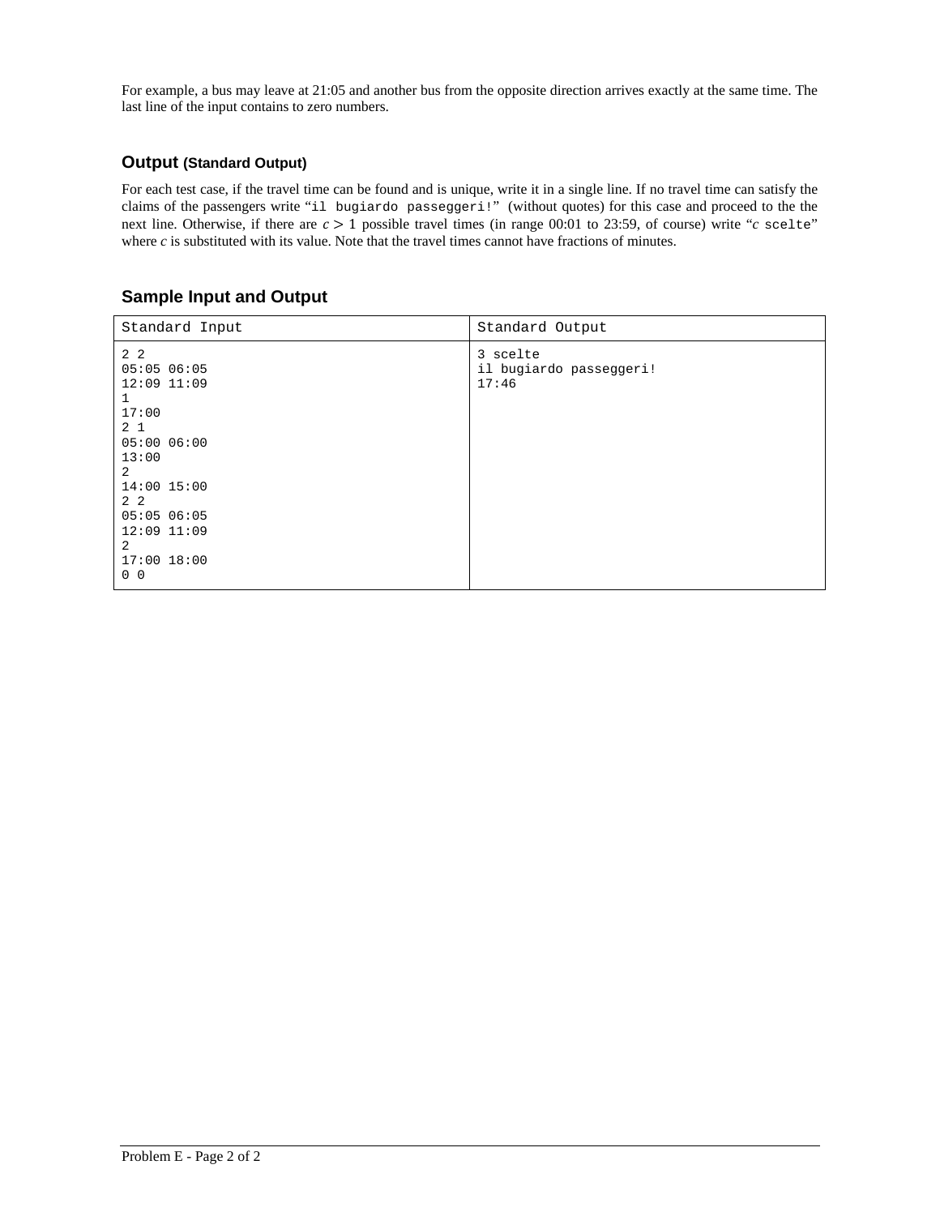For example, a bus may leave at 21:05 and another bus from the opposite direction arrives exactly at the same time. The last line of the input contains to zero numbers.

## Output (Standard Output)

For each test case, if the travel time can be found and is unique, write it in a single line. If no travel time can satisfy the claims of the passengers write "`il bugiardo passeggeri!`" (without quotes) for this case and proceed to the the next line. Otherwise, if there are $c > 1$ possible travel times (in range 00:01 to 23:59, of course) write "*c* `scelte`" where *c* is substituted with its value. Note that the travel times cannot have fractions of minutes.

## Sample Input and Output

| Standard Input | Standard Output |
|---|---|
| 2 2<br>05:05 06:05<br>12:09 11:09<br>1<br>17:00<br>2 1<br>05:00 06:00<br>13:00<br>2<br>14:00 15:00<br>2 2<br>05:05 06:05<br>12:09 11:09<br>2<br>17:00 18:00<br>0 0 | 3 scelte<br>il bugiardo passeggeri!<br>17:46 |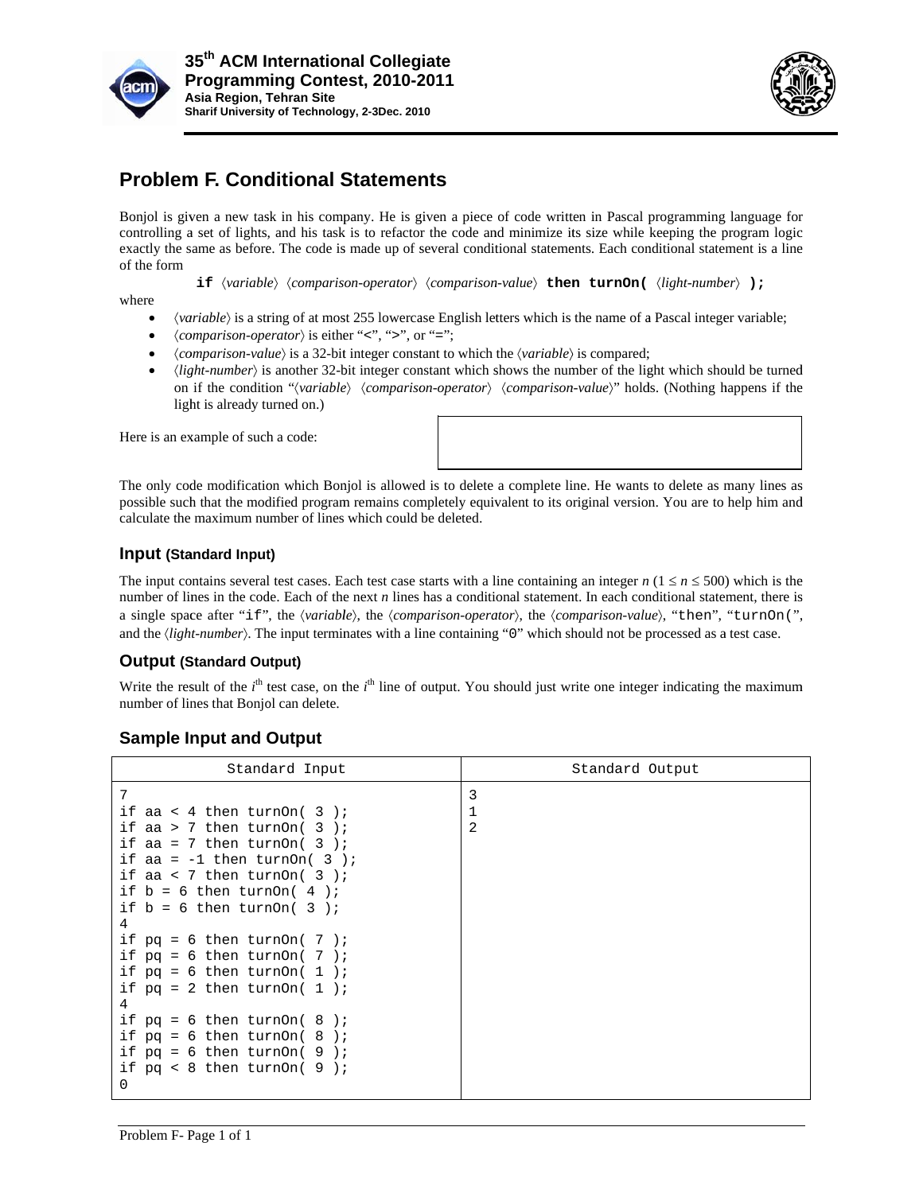# Problem F. Conditional Statements

Bonjol is given a new task in his company. He is given a piece of code written in Pascal programming language for controlling a set of lights, and his task is to refactor the code and minimize its size while keeping the program logic exactly the same as before. The code is made up of several conditional statements. Each conditional statement is a line of the form

**if** ⟨*variable*⟩ ⟨*comparison-operator*⟩ ⟨*comparison-value*⟩ **then turnOn(** ⟨*light-number*⟩ **);**

where

- ⟨*variable*⟩ is a string of at most 255 lowercase English letters which is the name of a Pascal integer variable;
- ⟨*comparison-operator*⟩ is either "<", ">", or "=";
- ⟨*comparison-value*⟩ is a 32-bit integer constant to which the ⟨*variable*⟩ is compared;
- ⟨*light-number*⟩ is another 32-bit integer constant which shows the number of the light which should be turned on if the condition "⟨*variable*⟩ ⟨*comparison-operator*⟩ ⟨*comparison-value*⟩" holds. (Nothing happens if the light is already turned on.)

Here is an example of such a code:

The only code modification which Bonjol is allowed is to delete a complete line. He wants to delete as many lines as possible such that the modified program remains completely equivalent to its original version. You are to help him and calculate the maximum number of lines which could be deleted.

## Input (Standard Input)

The input contains several test cases. Each test case starts with a line containing an integer $n$ ($1 \le n \le 500$) which is the number of lines in the code. Each of the next $n$ lines has a conditional statement. In each conditional statement, there is a single space after "if", the ⟨*variable*⟩, the ⟨*comparison-operator*⟩, the ⟨*comparison-value*⟩, "then", "turnOn(", and the ⟨*light-number*⟩. The input terminates with a line containing "0" which should not be processed as a test case.

## Output (Standard Output)

Write the result of the $i^{th}$ test case, on the $i^{th}$ line of output. You should just write one integer indicating the maximum number of lines that Bonjol can delete.

## Sample Input and Output

| Standard Input | Standard Output |
|---|---|
| 7<br>if aa < 4 then turnOn( 3 );<br>if aa > 7 then turnOn( 3 );<br>if aa = 7 then turnOn( 3 );<br>if aa = -1 then turnOn( 3 );<br>if aa < 7 then turnOn( 3 );<br>if b = 6 then turnOn( 4 );<br>if b = 6 then turnOn( 3 );<br>4<br>if pq = 6 then turnOn( 7 );<br>if pq = 6 then turnOn( 7 );<br>if pq = 6 then turnOn( 1 );<br>if pq = 2 then turnOn( 1 );<br>4<br>if pq = 6 then turnOn( 8 );<br>if pq = 6 then turnOn( 8 );<br>if pq = 6 then turnOn( 9 );<br>if pq < 8 then turnOn( 9 );<br>0 | 3<br>1<br>2 |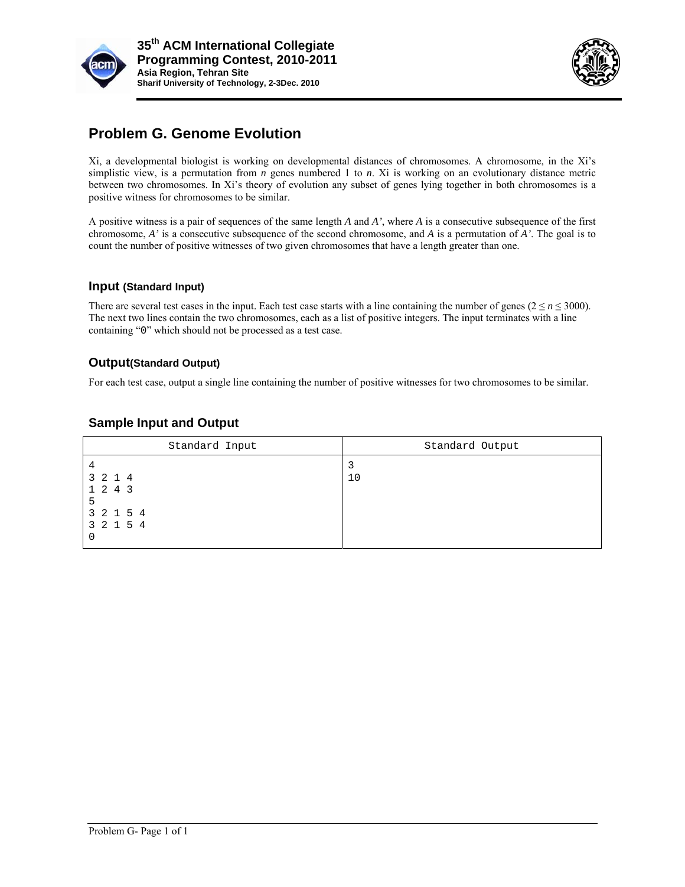# Problem G. Genome Evolution

Xi, a developmental biologist is working on developmental distances of chromosomes. A chromosome, in the Xi's simplistic view, is a permutation from $n$ genes numbered 1 to $n$. Xi is working on an evolutionary distance metric between two chromosomes. In Xi's theory of evolution any subset of genes lying together in both chromosomes is a positive witness for chromosomes to be similar.

A positive witness is a pair of sequences of the same length $A$ and $A'$, where $A$ is a consecutive subsequence of the first chromosome, $A'$ is a consecutive subsequence of the second chromosome, and $A$ is a permutation of $A'$. The goal is to count the number of positive witnesses of two given chromosomes that have a length greater than one.

## Input (Standard Input)

There are several test cases in the input. Each test case starts with a line containing the number of genes ($2 \le n \le 3000$). The next two lines contain the two chromosomes, each as a list of positive integers. The input terminates with a line containing "0" which should not be processed as a test case.

## Output(Standard Output)

For each test case, output a single line containing the number of positive witnesses for two chromosomes to be similar.

## Sample Input and Output

| Standard Input | Standard Output |
|---|---|
| 4<br>3 2 1 4<br>1 2 4 3<br>5<br>3 2 1 5 4<br>3 2 1 5 4<br>0 | 3<br>10 |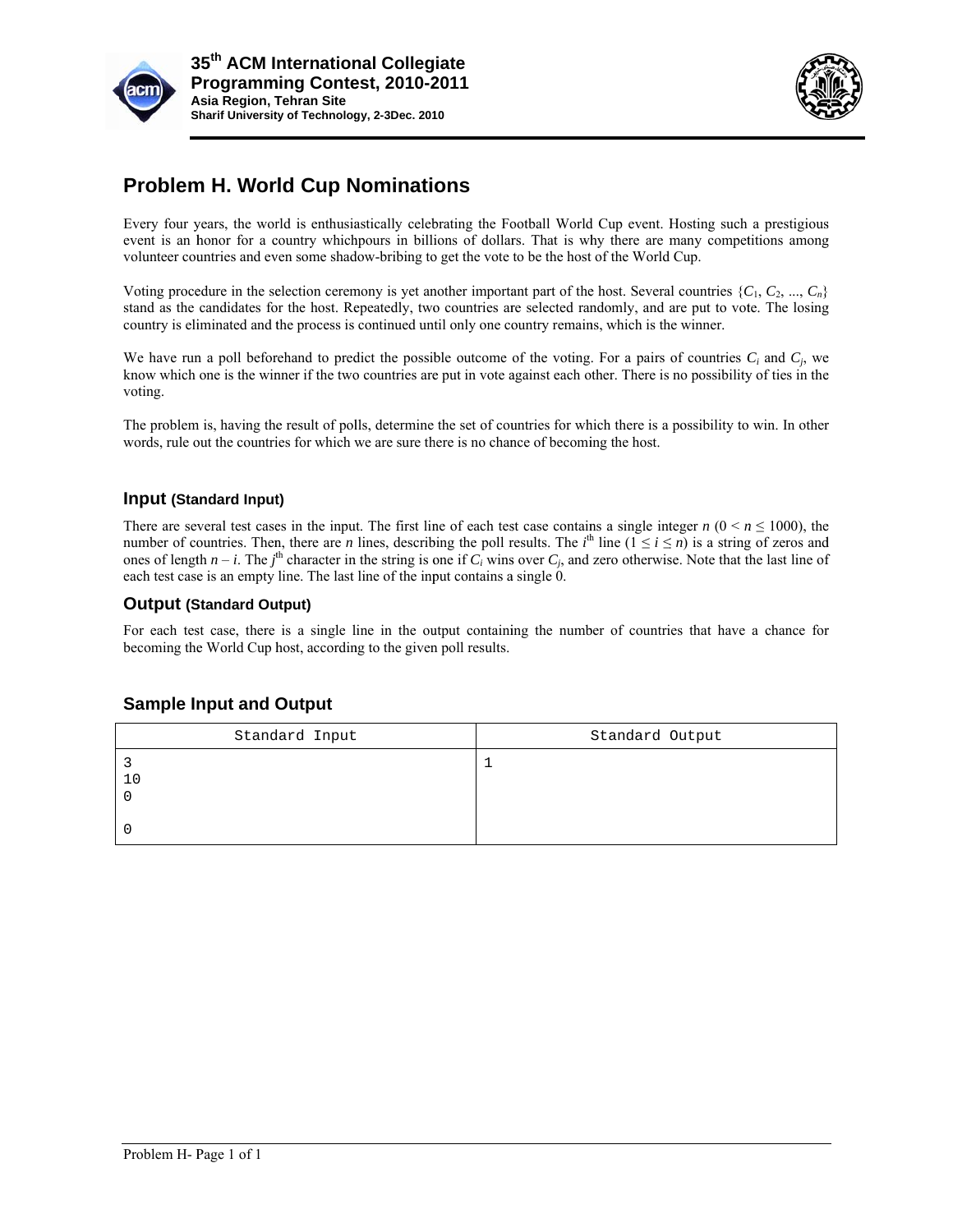# Problem H. World Cup Nominations

Every four years, the world is enthusiastically celebrating the Football World Cup event. Hosting such a prestigious event is an honor for a country whichpours in billions of dollars. That is why there are many competitions among volunteer countries and even some shadow-bribing to get the vote to be the host of the World Cup.

Voting procedure in the selection ceremony is yet another important part of the host. Several countries $\{C_1, C_2, ..., C_n\}$ stand as the candidates for the host. Repeatedly, two countries are selected randomly, and are put to vote. The losing country is eliminated and the process is continued until only one country remains, which is the winner.

We have run a poll beforehand to predict the possible outcome of the voting. For a pairs of countries $C_i$ and $C_j$, we know which one is the winner if the two countries are put in vote against each other. There is no possibility of ties in the voting.

The problem is, having the result of polls, determine the set of countries for which there is a possibility to win. In other words, rule out the countries for which we are sure there is no chance of becoming the host.

## Input (Standard Input)

There are several test cases in the input. The first line of each test case contains a single integer $n$ ($0 < n \leq 1000$), the number of countries. Then, there are $n$ lines, describing the poll results. The $i^{th}$ line ($1 \leq i \leq n$) is a string of zeros and ones of length $n - i$. The $j^{th}$ character in the string is one if $C_i$ wins over $C_j$, and zero otherwise. Note that the last line of each test case is an empty line. The last line of the input contains a single 0.

## Output (Standard Output)

For each test case, there is a single line in the output containing the number of countries that have a chance for becoming the World Cup host, according to the given poll results.

## Sample Input and Output

| Standard Input | Standard Output |
|---|---|
| 3<br>10<br>0<br><br>0 | 1 |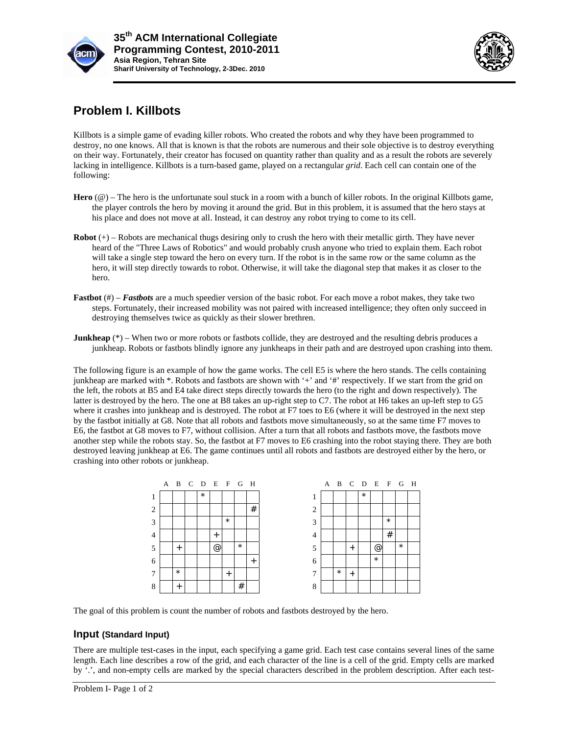# Problem I. Killbots

Killbots is a simple game of evading killer robots. Who created the robots and why they have been programmed to destroy, no one knows. All that is known is that the robots are numerous and their sole objective is to destroy everything on their way. Fortunately, their creator has focused on quantity rather than quality and as a result the robots are severely lacking in intelligence. Killbots is a turn-based game, played on a rectangular *grid*. Each cell can contain one of the following:

**Hero** (@) – The hero is the unfortunate soul stuck in a room with a bunch of killer robots. In the original Killbots game, the player controls the hero by moving it around the grid. But in this problem, it is assumed that the hero stays at his place and does not move at all. Instead, it can destroy any robot trying to come to its cell.

**Robot** (+) – Robots are mechanical thugs desiring only to crush the hero with their metallic girth. They have never heard of the "Three Laws of Robotics" and would probably crush anyone who tried to explain them. Each robot will take a single step toward the hero on every turn. If the robot is in the same row or the same column as the hero, it will step directly towards to robot. Otherwise, it will take the diagonal step that makes it as closer to the hero.

**Fastbot** (#) – ***Fastbots*** are a much speedier version of the basic robot. For each move a robot makes, they take two steps. Fortunately, their increased mobility was not paired with increased intelligence; they often only succeed in destroying themselves twice as quickly as their slower brethren.

**Junkheap** (*) – When two or more robots or fastbots collide, they are destroyed and the resulting debris produces a junkheap. Robots or fastbots blindly ignore any junkheaps in their path and are destroyed upon crashing into them.

The following figure is an example of how the game works. The cell E5 is where the hero stands. The cells containing junkheap are marked with *. Robots and fastbots are shown with '+' and '#' respectively. If we start from the grid on the left, the robots at B5 and E4 take direct steps directly towards the hero (to the right and down respectively). The latter is destroyed by the hero. The one at B8 takes an up-right step to C7. The robot at H6 takes an up-left step to G5 where it crashes into junkheap and is destroyed. The robot at F7 toes to E6 (where it will be destroyed in the next step by the fastbot initially at G8. Note that all robots and fastbots move simultaneously, so at the same time F7 moves to E6, the fastbot at G8 moves to F7, without collision. After a turn that all robots and fastbots move, the fastbots move another step while the robots stay. So, the fastbot at F7 moves to E6 crashing into the robot staying there. They are both destroyed leaving junkheap at E6. The game continues until all robots and fastbots are destroyed either by the hero, or crashing into other robots or junkheap.

| | A | B | C | D | E | F | G | H |
|---|---|---|---|---|---|---|---|---|
| 1 | | | | * | | | | |
| 2 | | | | | | | | # |
| 3 | | | | | | * | | |
| 4 | | | | | + | | | |
| 5 | | + | | | @ | | * | |
| 6 | | | | | | | | + |
| 7 | | * | | | | + | | |
| 8 | | + | | | | | # | |

| | A | B | C | D | E | F | G | H |
|---|---|---|---|---|---|---|---|---|
| 1 | | | | * | | | | |
| 2 | | | | | | | | |
| 3 | | | | | | * | | |
| 4 | | | | | | # | | |
| 5 | | | + | | @ | | * | |
| 6 | | | | | * | | | |
| 7 | | * | + | | | | | |
| 8 | | | | | | | | |

The goal of this problem is count the number of robots and fastbots destroyed by the hero.

## Input (Standard Input)

There are multiple test-cases in the input, each specifying a game grid. Each test case contains several lines of the same length. Each line describes a row of the grid, and each character of the line is a cell of the grid. Empty cells are marked by '.', and non-empty cells are marked by the special characters described in the problem description. After each test-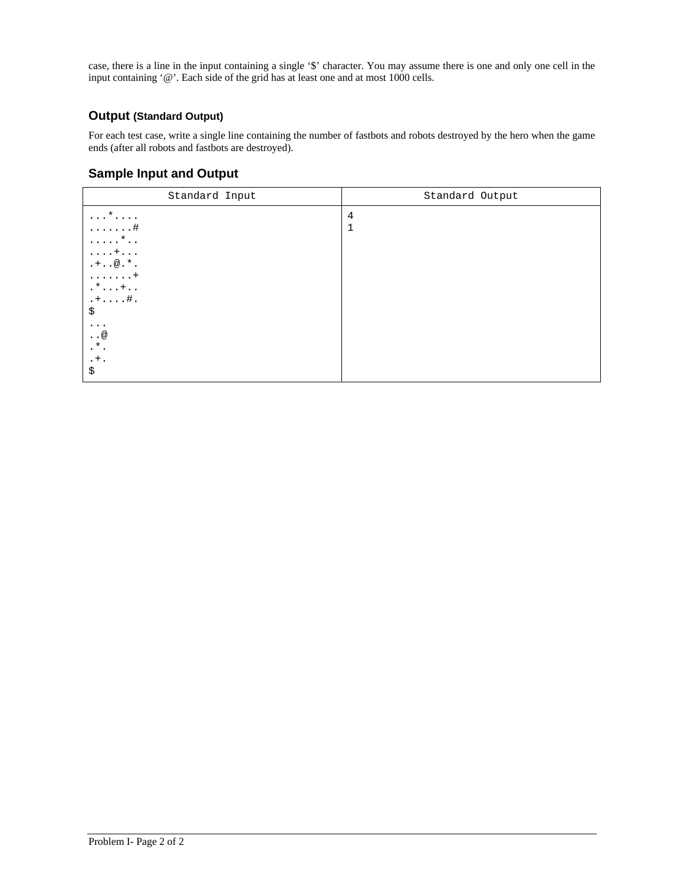case, there is a line in the input containing a single '$' character. You may assume there is one and only one cell in the input containing '@'. Each side of the grid has at least one and at most 1000 cells.

## Output (Standard Output)

For each test case, write a single line containing the number of fastbots and robots destroyed by the hero when the game ends (after all robots and fastbots are destroyed).

## Sample Input and Output

| Standard Input | Standard Output |
| --- | --- |
| `...*....`<br>`.......#`<br>`.....*..`<br>`....+...`<br>`.+..@.*.`<br>`.......+`<br>`.*...+..`<br>`.+....#.`<br>`$`<br>`...`<br>`..@`<br>`.*.`<br>`.+.`<br>`$` | `4`<br>`1` |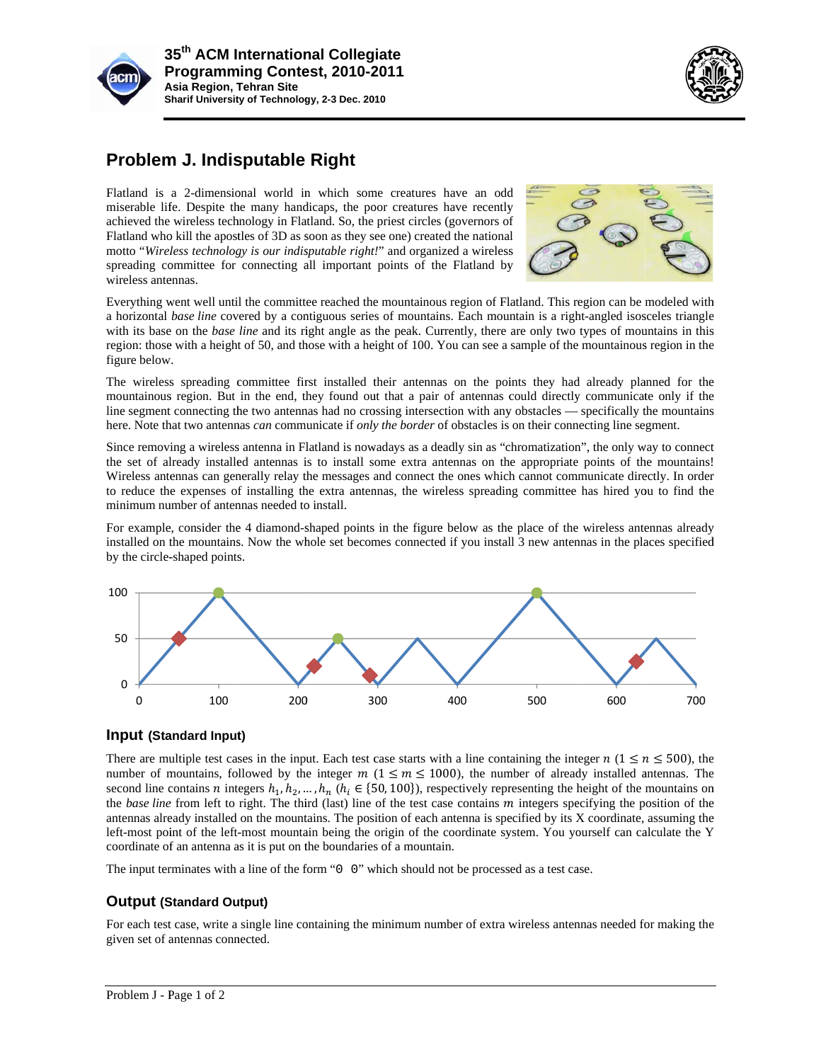## Problem J. Indisputable Right

Flatland is a 2-dimensional world in which some creatures have an odd miserable life. Despite the many handicaps, the poor creatures have recently achieved the wireless technology in Flatland. So, the priest circles (governors of Flatland who kill the apostles of 3D as soon as they see one) created the national motto "*Wireless technology is our indisputable right!*" and organized a wireless spreading committee for connecting all important points of the Flatland by wireless antennas.

Everything went well until the committee reached the mountainous region of Flatland. This region can be modeled with a horizontal *base line* covered by a contiguous series of mountains. Each mountain is a right-angled isosceles triangle with its base on the *base line* and its right angle as the peak. Currently, there are only two types of mountains in this region: those with a height of 50, and those with a height of 100. You can see a sample of the mountainous region in the figure below.

The wireless spreading committee first installed their antennas on the points they had already planned for the mountainous region. But in the end, they found out that a pair of antennas could directly communicate only if the line segment connecting the two antennas had no crossing intersection with any obstacles — specifically the mountains here. Note that two antennas *can* communicate if *only the border* of obstacles is on their connecting line segment.

Since removing a wireless antenna in Flatland is nowadays as a deadly sin as "chromatization", the only way to connect the set of already installed antennas is to install some extra antennas on the appropriate points of the mountains! Wireless antennas can generally relay the messages and connect the ones which cannot communicate directly. In order to reduce the expenses of installing the extra antennas, the wireless spreading committee has hired you to find the minimum number of antennas needed to install.

For example, consider the 4 diamond-shaped points in the figure below as the place of the wireless antennas already installed on the mountains. Now the whole set becomes connected if you install 3 new antennas in the places specified by the circle-shaped points.

### Input (Standard Input)

There are multiple test cases in the input. Each test case starts with a line containing the integer $n$ ($1 \le n \le 500$), the number of mountains, followed by the integer $m$ ($1 \le m \le 1000$), the number of already installed antennas. The second line contains $n$ integers $h_1, h_2, \ldots, h_n$ ($h_i \in \{50, 100\}$), respectively representing the height of the mountains on the *base line* from left to right. The third (last) line of the test case contains $m$ integers specifying the position of the antennas already installed on the mountains. The position of each antenna is specified by its X coordinate, assuming the left-most point of the left-most mountain being the origin of the coordinate system. You yourself can calculate the Y coordinate of an antenna as it is put on the boundaries of a mountain.

The input terminates with a line of the form "`0 0`" which should not be processed as a test case.

### Output (Standard Output)

For each test case, write a single line containing the minimum number of extra wireless antennas needed for making the given set of antennas connected.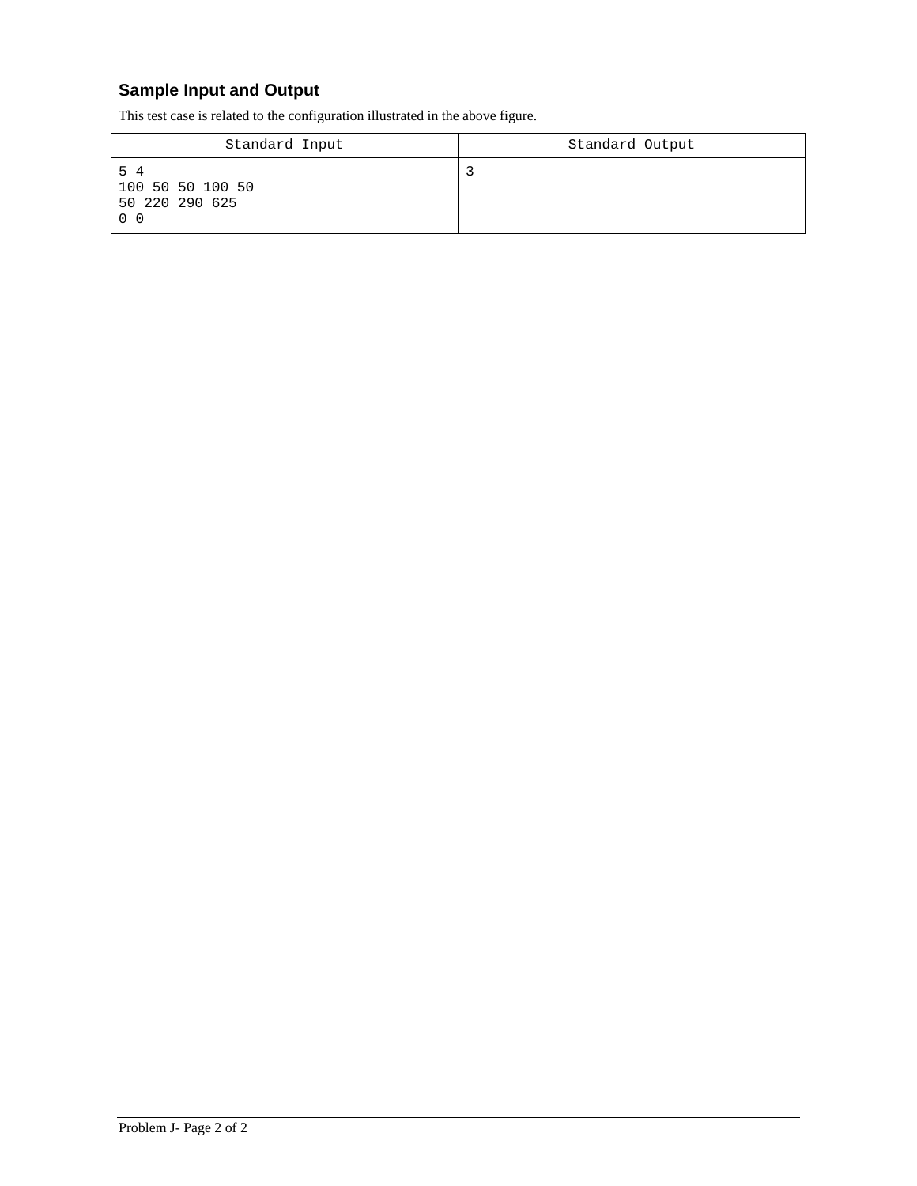### Sample Input and Output

This test case is related to the configuration illustrated in the above figure.

| Standard Input | Standard Output |
| --- | --- |
| 5 4<br>100 50 50 100 50<br>50 220 290 625<br>0 0 | 3 |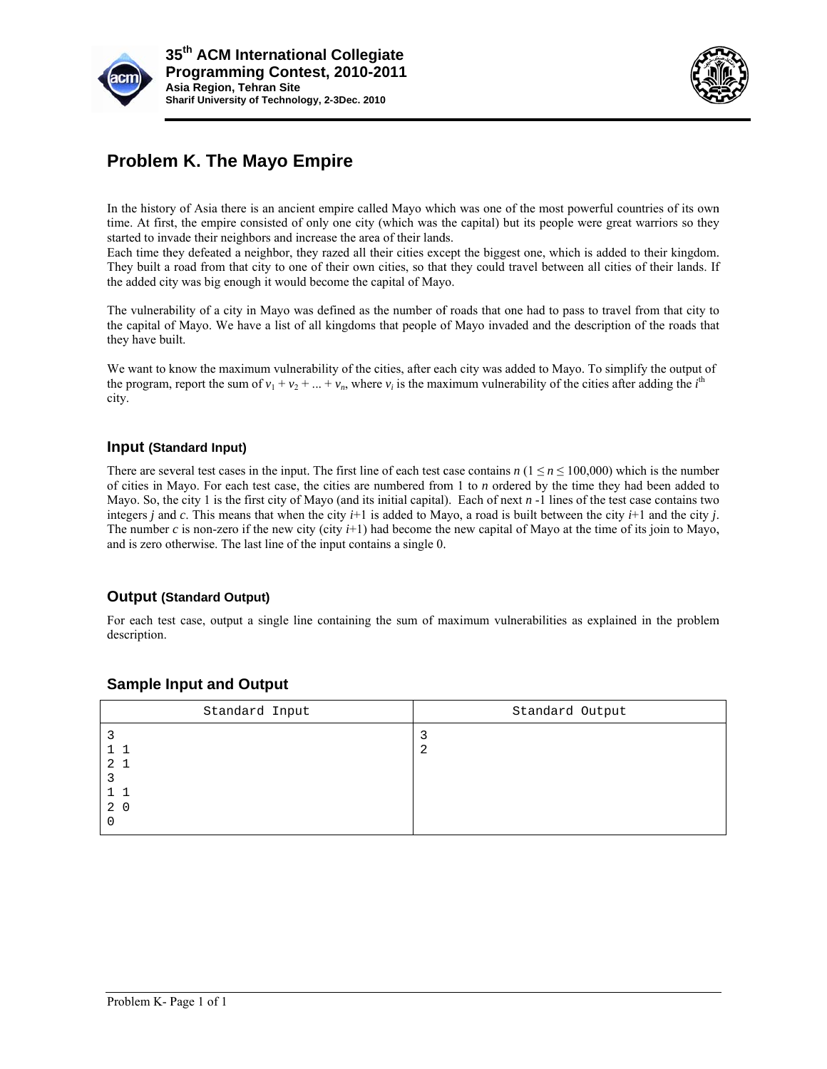# Problem K. The Mayo Empire

In the history of Asia there is an ancient empire called Mayo which was one of the most powerful countries of its own time. At first, the empire consisted of only one city (which was the capital) but its people were great warriors so they started to invade their neighbors and increase the area of their lands.
Each time they defeated a neighbor, they razed all their cities except the biggest one, which is added to their kingdom. They built a road from that city to one of their own cities, so that they could travel between all cities of their lands. If the added city was big enough it would become the capital of Mayo.

The vulnerability of a city in Mayo was defined as the number of roads that one had to pass to travel from that city to the capital of Mayo. We have a list of all kingdoms that people of Mayo invaded and the description of the roads that they have built.

We want to know the maximum vulnerability of the cities, after each city was added to Mayo. To simplify the output of the program, report the sum of $v_1 + v_2 + ... + v_n$, where $v_i$ is the maximum vulnerability of the cities after adding the $i^{th}$ city.

## Input (Standard Input)

There are several test cases in the input. The first line of each test case contains $n$ ($1 \le n \le 100{,}000$) which is the number of cities in Mayo. For each test case, the cities are numbered from 1 to $n$ ordered by the time they had been added to Mayo. So, the city 1 is the first city of Mayo (and its initial capital). Each of next $n$ -1 lines of the test case contains two integers $j$ and $c$. This means that when the city $i$+1 is added to Mayo, a road is built between the city $i$+1 and the city $j$. The number $c$ is non-zero if the new city (city $i$+1) had become the new capital of Mayo at the time of its join to Mayo, and is zero otherwise. The last line of the input contains a single 0.

## Output (Standard Output)

For each test case, output a single line containing the sum of maximum vulnerabilities as explained in the problem description.

## Sample Input and Output

| Standard Input | Standard Output |
|---|---|
| 3<br>1 1<br>2 1<br>3<br>1 1<br>2 0<br>0 | 3<br>2 |